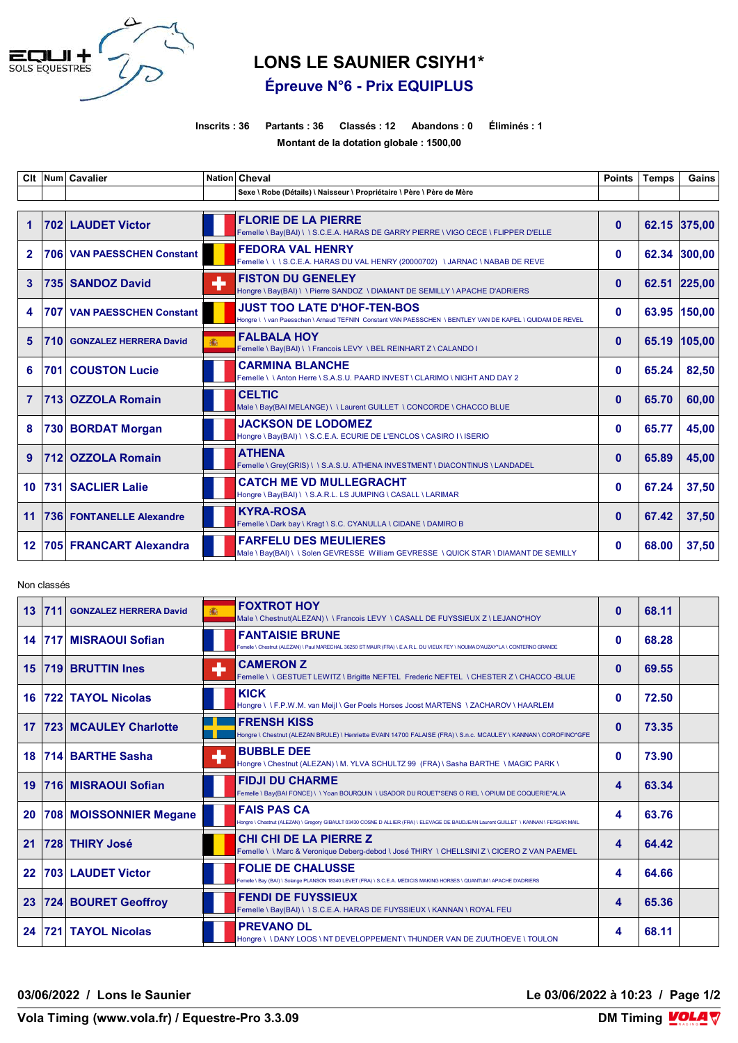# LONS LE SAUNIER CSIYH1*

## Épreuve N°6 - Prix EQUIPLUS

**Inscrits : 36 Partants : 36 Classés : 12 Abandons : 0 Éliminés : 1**

**Montant de la dotation globale : 1500,00**

| Clt | Num | Cavalier | Nation | Cheval<br>Sexe \ Robe (Détails) \ Naisseur \ Propriétaire \ Père \ Père de Mère | Points | Temps | Gains |
|---|---|---|---|---|---|---|---|
| 1 | 702 | LAUDET Victor | | FLORIE DE LA PIERRE<br>Femelle \ Bay(BAI) \ \ S.C.E.A. HARAS DE GARRY PIERRE \ VIGO CECE \ FLIPPER D'ELLE | 0 | 62.15 | 375,00 |
| 2 | 706 | VAN PAESSCHEN Constant | | FEDORA VAL HENRY<br>Femelle \ \ \ S.C.E.A. HARAS DU VAL HENRY (20000702) \ JARNAC \ NABAB DE REVE | 0 | 62.34 | 300,00 |
| 3 | 735 | SANDOZ David | | FISTON DU GENELEY<br>Hongre \ Bay(BAI) \ \ Pierre SANDOZ \ DIAMANT DE SEMILLY \ APACHE D'ADRIERS | 0 | 62.51 | 225,00 |
| 4 | 707 | VAN PAESSCHEN Constant | | JUST TOO LATE D'HOF-TEN-BOS<br>Hongre \ \ van Paesschen \ Arnaud TEFNIN Constant VAN PAESSCHEN \ BENTLEY VAN DE KAPEL \ QUIDAM DE REVEL | 0 | 63.95 | 150,00 |
| 5 | 710 | GONZALEZ HERRERA David | | FALBALA HOY<br>Femelle \ Bay(BAI) \ \ Francois LEVY \ BEL REINHART Z \ CALANDO I | 0 | 65.19 | 105,00 |
| 6 | 701 | COUSTON Lucie | | CARMINA BLANCHE<br>Femelle \ \ Anton Herre \ S.A.S.U. PAARD INVEST \ CLARIMO \ NIGHT AND DAY 2 | 0 | 65.24 | 82,50 |
| 7 | 713 | OZZOLA Romain | | CELTIC<br>Male \ Bay(BAI MELANGE) \ \ Laurent GUILLET \ CONCORDE \ CHACCO BLUE | 0 | 65.70 | 60,00 |
| 8 | 730 | BORDAT Morgan | | JACKSON DE LODOMEZ<br>Hongre \ Bay(BAI) \ \ S.C.E.A. ECURIE DE L'ENCLOS \ CASIRO I \ ISERIO | 0 | 65.77 | 45,00 |
| 9 | 712 | OZZOLA Romain | | ATHENA<br>Femelle \ Grey(GRIS) \ \ S.A.S.U. ATHENA INVESTMENT \ DIACONTINUS \ LANDADEL | 0 | 65.89 | 45,00 |
| 10 | 731 | SACLIER Lalie | | CATCH ME VD MULLEGRACHT<br>Hongre \ Bay(BAI) \ \ S.A.R.L. LS JUMPING \ CASALL \ LARIMAR | 0 | 67.24 | 37,50 |
| 11 | 736 | FONTANELLE Alexandre | | KYRA-ROSA<br>Femelle \ Dark bay \ Kragt \ S.C. CYANULLA \ CIDANE \ DAMIRO B | 0 | 67.42 | 37,50 |
| 12 | 705 | FRANCART Alexandra | | FARFELU DES MEULIERES<br>Male \ Bay(BAI) \ \ Solen GEVRESSE William GEVRESSE \ QUICK STAR \ DIAMANT DE SEMILLY | 0 | 68.00 | 37,50 |

Non classés

| Clt | Num | Cavalier | Nation | Cheval<br>Sexe \ Robe (Détails) \ Naisseur \ Propriétaire \ Père \ Père de Mère | Points | Temps | Gains |
|---|---|---|---|---|---|---|---|
| 13 | 711 | GONZALEZ HERRERA David | | FOXTROT HOY<br>Male \ Chestnut(ALEZAN) \ \ Francois LEVY \ CASALL DE FUYSSIEUX Z \ LEJANO*HOY | 0 | 68.11 | |
| 14 | 717 | MISRAOUI Sofian | | FANTAISIE BRUNE<br>Femelle \ Chestnut (ALEZAN) \ Paul MARECHAL 36250 ST MAUR (FRA) \ E.A.R.L. DU VIEUX FEY \ NOUMA D'AUZAY*LA \ CONTERNO GRANDE | 0 | 68.28 | |
| 15 | 719 | BRUTTIN Ines | | CAMERON Z<br>Femelle \ \ GESTUET LEWITZ \ Brigitte NEFTEL Frederic NEFTEL \ CHESTER Z \ CHACCO -BLUE | 0 | 69.55 | |
| 16 | 722 | TAYOL Nicolas | | KICK<br>Hongre \ \ F.P.W.M. van Meijl \ Ger Poels Horses Joost MARTENS \ ZACHAROV \ HAARLEM | 0 | 72.50 | |
| 17 | 723 | MCAULEY Charlotte | | FRENSH KISS<br>Hongre \ Chestnut (ALEZAN BRULE) \ Henriette EVAIN 14700 FALAISE (FRA) \ S.n.c. MCAULEY \ KANNAN \ COROFINO*GFE | 0 | 73.35 | |
| 18 | 714 | BARTHE Sasha | | BUBBLE DEE<br>Hongre \ Chestnut (ALEZAN) \ M. YLVA SCHULTZ 99 (FRA) \ Sasha BARTHE \ MAGIC PARK \ | 0 | 73.90 | |
| 19 | 716 | MISRAOUI Sofian | | FIDJI DU CHARME<br>Femelle \ Bay(BAI FONCE) \ \ Yoan BOURQUIN \ USADOR DU ROUET*SENS O RIEL \ OPIUM DE COQUERIE*ALIA | 4 | 63.34 | |
| 20 | 708 | MOISSONNIER Megane | | FAIS PAS CA<br>Hongre \ Chestnut (ALEZAN) \ Gregory GIBAULT 03430 COSNE D ALLIER (FRA) \ ELEVAGE DE BAUDJEAN Laurent GUILLET \ KANNAN \ FERGAR MAIL | 4 | 63.76 | |
| 21 | 728 | THIRY José | | CHI CHI DE LA PIERRE Z<br>Femelle \ \ Marc & Veronique Deberg-debod \ José THIRY \ CHELLSINI Z \ CICERO Z VAN PAEMEL | 4 | 64.42 | |
| 22 | 703 | LAUDET Victor | | FOLIE DE CHALUSSE<br>Femelle \ Bay (BAI) \ Solange PLANSON 18340 LEVET (FRA) \ S.C.E.A. MEDICIS MAKING HORSES \ QUANTUM \ APACHE D'ADRIERS | 4 | 64.66 | |
| 23 | 724 | BOURET Geoffroy | | FENDI DE FUYSSIEUX<br>Femelle \ Bay(BAI) \ \ S.C.E.A. HARAS DE FUYSSIEUX \ KANNAN \ ROYAL FEU | 4 | 65.36 | |
| 24 | 721 | TAYOL Nicolas | | PREVANO DL<br>Hongre \ \ DANY LOOS \ NT DEVELOPPEMENT \ THUNDER VAN DE ZUUTHOEVE \ TOULON | 4 | 68.11 | |

03/06/2022 / Lons le Saunier — Le 03/06/2022 à 10:23

Vola Timing (www.vola.fr) / Equestre-Pro 3.3.09 — DM Timing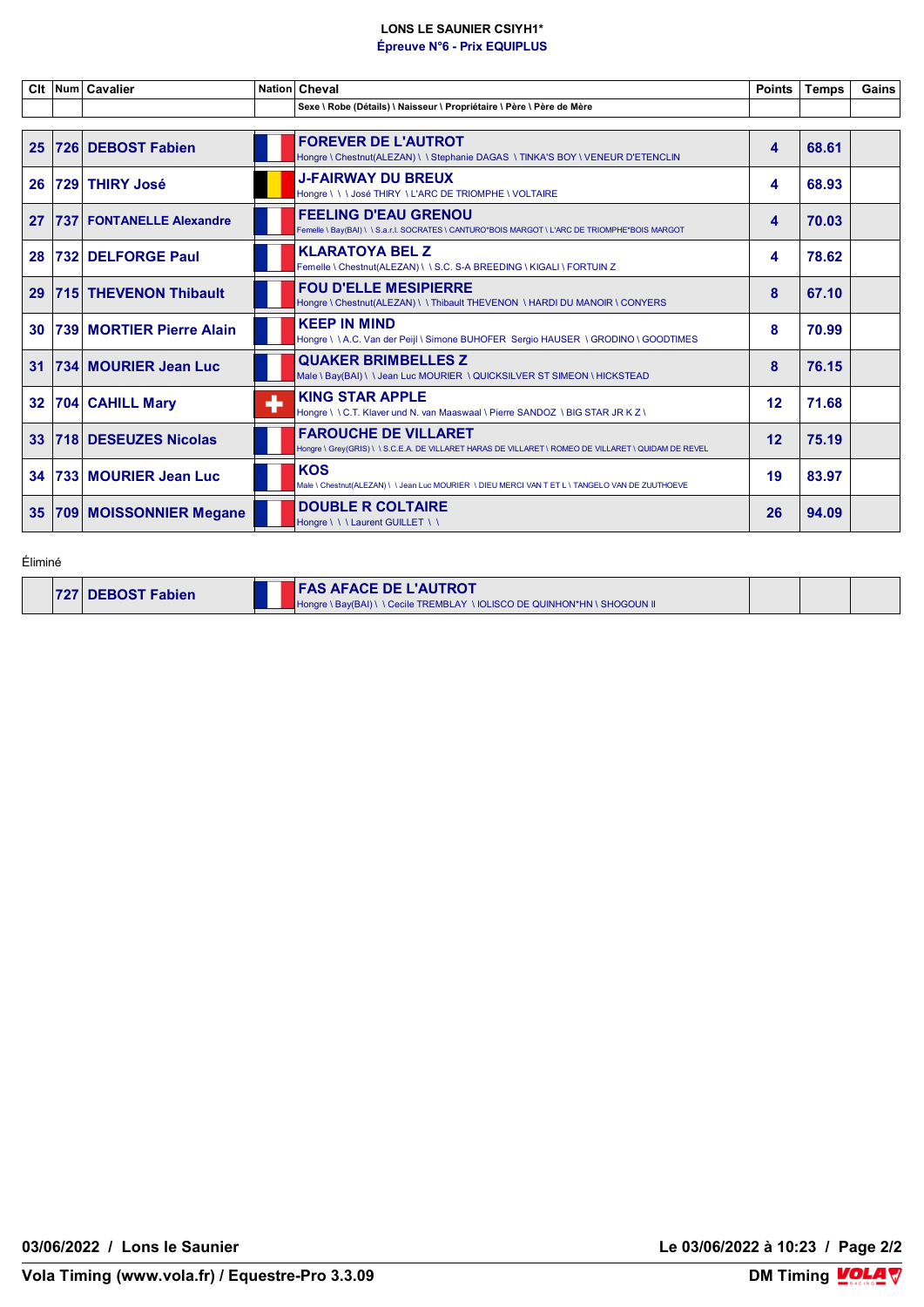**LONS LE SAUNIER CSIYH1***

**Épreuve N°6 - Prix EQUIPLUS**

| Clt | Num | Cavalier | Nation | Cheval<br>Sexe \ Robe (Détails) \ Naisseur \ Propriétaire \ Père \ Père de Mère | Points | Temps | Gains |
|---|---|---|---|---|---|---|---|
| 25 | 726 | DEBOST Fabien | | FOREVER DE L'AUTROT<br>Hongre \ Chestnut(ALEZAN) \ \ Stephanie DAGAS \ TINKA'S BOY \ VENEUR D'ETENCLIN | 4 | 68.61 | |
| 26 | 729 | THIRY José | | J-FAIRWAY DU BREUX<br>Hongre \ \ \ José THIRY \ L'ARC DE TRIOMPHE \ VOLTAIRE | 4 | 68.93 | |
| 27 | 737 | FONTANELLE Alexandre | | FEELING D'EAU GRENOU<br>Femelle \ Bay(BAI) \ \ S.a.r.l. SOCRATES \ CANTURO*BOIS MARGOT \ L'ARC DE TRIOMPHE*BOIS MARGOT | 4 | 70.03 | |
| 28 | 732 | DELFORGE Paul | | KLARATOYA BEL Z<br>Femelle \ Chestnut(ALEZAN) \ \ S.C. S-A BREEDING \ KIGALI \ FORTUIN Z | 4 | 78.62 | |
| 29 | 715 | THEVENON Thibault | | FOU D'ELLE MESIPIERRE<br>Hongre \ Chestnut(ALEZAN) \ \ Thibault THEVENON \ HARDI DU MANOIR \ CONYERS | 8 | 67.10 | |
| 30 | 739 | MORTIER Pierre Alain | | KEEP IN MIND<br>Hongre \ \ A.C. Van der Peijl \ Simone BUHOFER Sergio HAUSER \ GRODINO \ GOODTIMES | 8 | 70.99 | |
| 31 | 734 | MOURIER Jean Luc | | QUAKER BRIMBELLES Z<br>Male \ Bay(BAI) \ \ Jean Luc MOURIER \ QUICKSILVER ST SIMEON \ HICKSTEAD | 8 | 76.15 | |
| 32 | 704 | CAHILL Mary | | KING STAR APPLE<br>Hongre \ \ C.T. Klaver und N. van Maaswaal \ Pierre SANDOZ \ BIG STAR JR K Z \ | 12 | 71.68 | |
| 33 | 718 | DESEUZES Nicolas | | FAROUCHE DE VILLARET<br>Hongre \ Grey(GRIS) \ \ S.C.E.A. DE VILLARET HARAS DE VILLARET \ ROMEO DE VILLARET \ QUIDAM DE REVEL | 12 | 75.19 | |
| 34 | 733 | MOURIER Jean Luc | | KOS<br>Male \ Chestnut(ALEZAN) \ \ Jean Luc MOURIER \ DIEU MERCI VAN T ET L \ TANGELO VAN DE ZUUTHOEVE | 19 | 83.97 | |
| 35 | 709 | MOISSONNIER Megane | | DOUBLE R COLTAIRE<br>Hongre \ \ \ Laurent GUILLET \ \ | 26 | 94.09 | |

Éliminé

| | | | | | | | |
|---|---|---|---|---|---|---|---|
| | 727 | DEBOST Fabien | | FAS AFACE DE L'AUTROT<br>Hongre \ Bay(BAI) \ \ Cecile TREMBLAY \ IOLISCO DE QUINHON*HN \ SHOGOUN II | | | |

03/06/2022 / Lons le Saunier — Le 03/06/2022 à 10:23 / Page 2/2

Vola Timing (www.vola.fr) / Equestre-Pro 3.3.09 — DM Timing